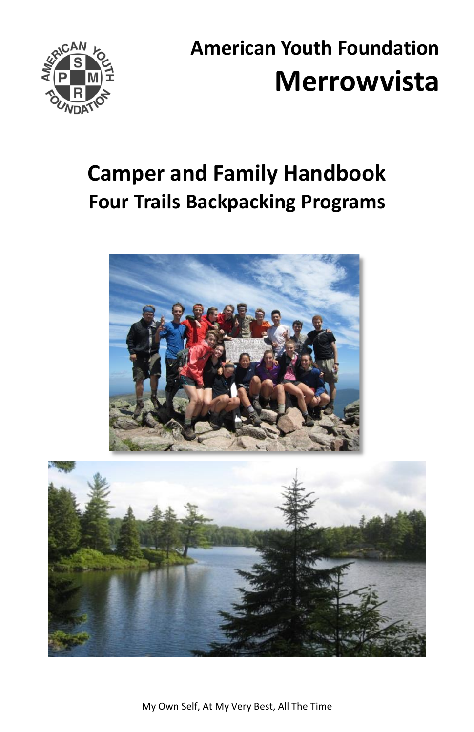# American Youth Foundation
# Merrowvista

## Camper and Family Handbook
## Four Trails Backpacking Programs

My Own Self, At My Very Best, All The Time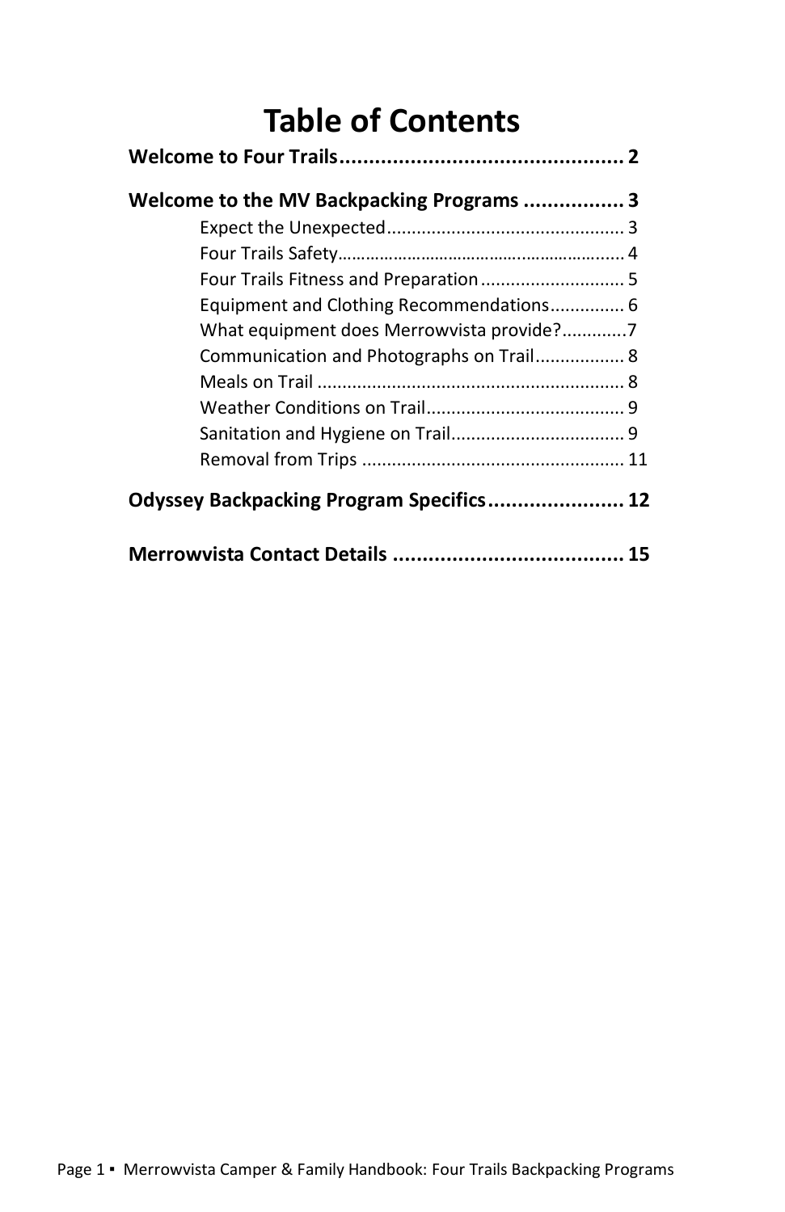# Table of Contents

**Welcome to Four Trails** ................................................ **2**

**Welcome to the MV Backpacking Programs** ................. **3**

- Expect the Unexpected ................................................ 3
- Four Trails Safety ................................................ 4
- Four Trails Fitness and Preparation ............................. 5
- Equipment and Clothing Recommendations ............... 6
- What equipment does Merrowvista provide? ............. 7
- Communication and Photographs on Trail .................. 8
- Meals on Trail .............................................................. 8
- Weather Conditions on Trail ......................................... 9
- Sanitation and Hygiene on Trail ................................... 9
- Removal from Trips ..................................................... 11

**Odyssey Backpacking Program Specifics** ....................... **12**

**Merrowvista Contact Details** ....................................... **15**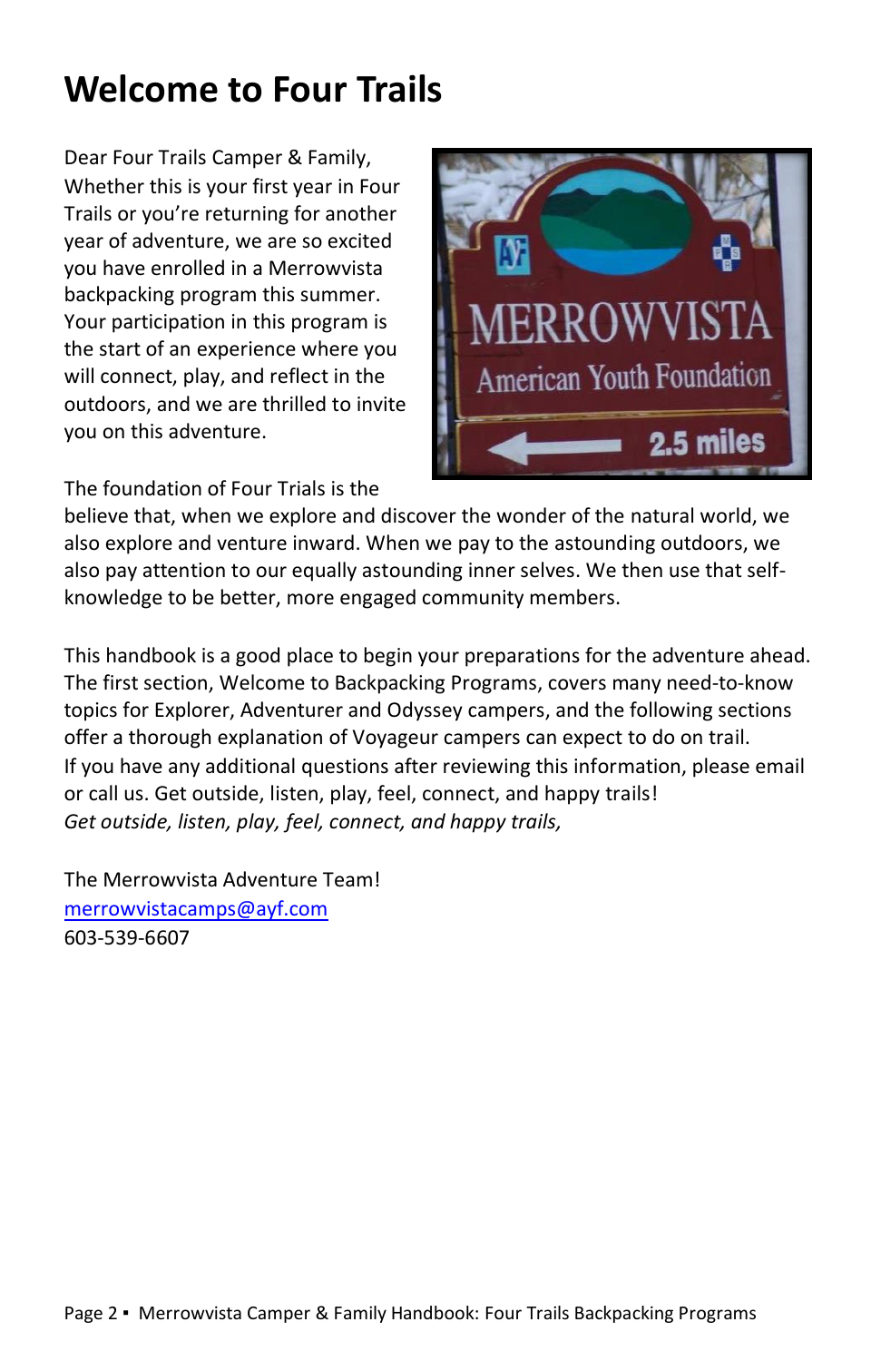# Welcome to Four Trails

Dear Four Trails Camper & Family,
Whether this is your first year in Four Trails or you're returning for another year of adventure, we are so excited you have enrolled in a Merrowvista backpacking program this summer. Your participation in this program is the start of an experience where you will connect, play, and reflect in the outdoors, and we are thrilled to invite you on this adventure.

The foundation of Four Trials is the believe that, when we explore and discover the wonder of the natural world, we also explore and venture inward. When we pay to the astounding outdoors, we also pay attention to our equally astounding inner selves. We then use that self-knowledge to be better, more engaged community members.

This handbook is a good place to begin your preparations for the adventure ahead. The first section, Welcome to Backpacking Programs, covers many need-to-know topics for Explorer, Adventurer and Odyssey campers, and the following sections offer a thorough explanation of Voyageur campers can expect to do on trail.
If you have any additional questions after reviewing this information, please email or call us. Get outside, listen, play, feel, connect, and happy trails!
*Get outside, listen, play, feel, connect, and happy trails,*

The Merrowvista Adventure Team!
merrowvistacamps@ayf.com
603-539-6607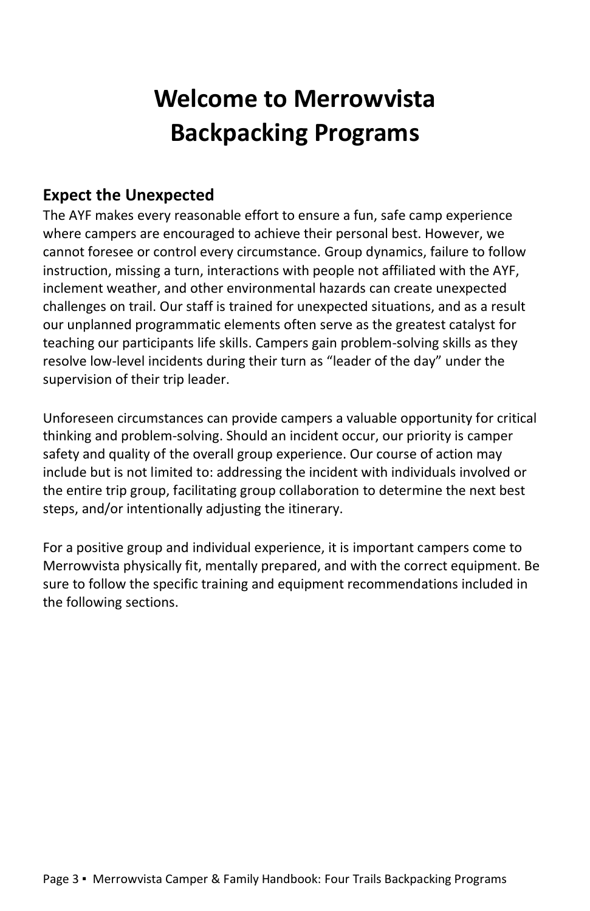# Welcome to Merrowvista Backpacking Programs

## Expect the Unexpected

The AYF makes every reasonable effort to ensure a fun, safe camp experience where campers are encouraged to achieve their personal best. However, we cannot foresee or control every circumstance. Group dynamics, failure to follow instruction, missing a turn, interactions with people not affiliated with the AYF, inclement weather, and other environmental hazards can create unexpected challenges on trail. Our staff is trained for unexpected situations, and as a result our unplanned programmatic elements often serve as the greatest catalyst for teaching our participants life skills. Campers gain problem-solving skills as they resolve low-level incidents during their turn as “leader of the day” under the supervision of their trip leader.

Unforeseen circumstances can provide campers a valuable opportunity for critical thinking and problem-solving. Should an incident occur, our priority is camper safety and quality of the overall group experience. Our course of action may include but is not limited to: addressing the incident with individuals involved or the entire trip group, facilitating group collaboration to determine the next best steps, and/or intentionally adjusting the itinerary.

For a positive group and individual experience, it is important campers come to Merrowvista physically fit, mentally prepared, and with the correct equipment. Be sure to follow the specific training and equipment recommendations included in the following sections.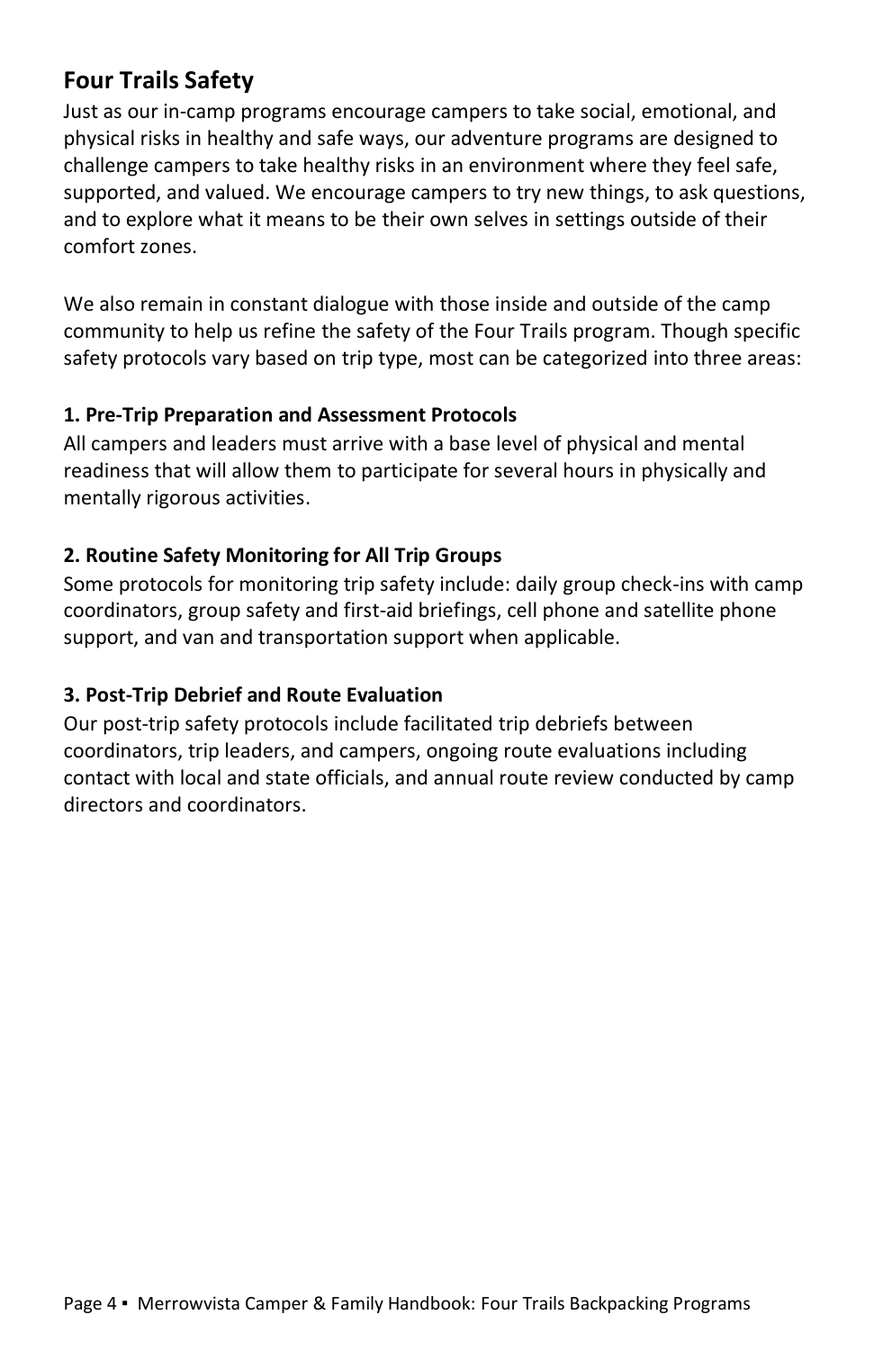## Four Trails Safety

Just as our in-camp programs encourage campers to take social, emotional, and physical risks in healthy and safe ways, our adventure programs are designed to challenge campers to take healthy risks in an environment where they feel safe, supported, and valued. We encourage campers to try new things, to ask questions, and to explore what it means to be their own selves in settings outside of their comfort zones.

We also remain in constant dialogue with those inside and outside of the camp community to help us refine the safety of the Four Trails program. Though specific safety protocols vary based on trip type, most can be categorized into three areas:

**1. Pre-Trip Preparation and Assessment Protocols**

All campers and leaders must arrive with a base level of physical and mental readiness that will allow them to participate for several hours in physically and mentally rigorous activities.

**2. Routine Safety Monitoring for All Trip Groups**

Some protocols for monitoring trip safety include: daily group check-ins with camp coordinators, group safety and first-aid briefings, cell phone and satellite phone support, and van and transportation support when applicable.

**3. Post-Trip Debrief and Route Evaluation**

Our post-trip safety protocols include facilitated trip debriefs between coordinators, trip leaders, and campers, ongoing route evaluations including contact with local and state officials, and annual route review conducted by camp directors and coordinators.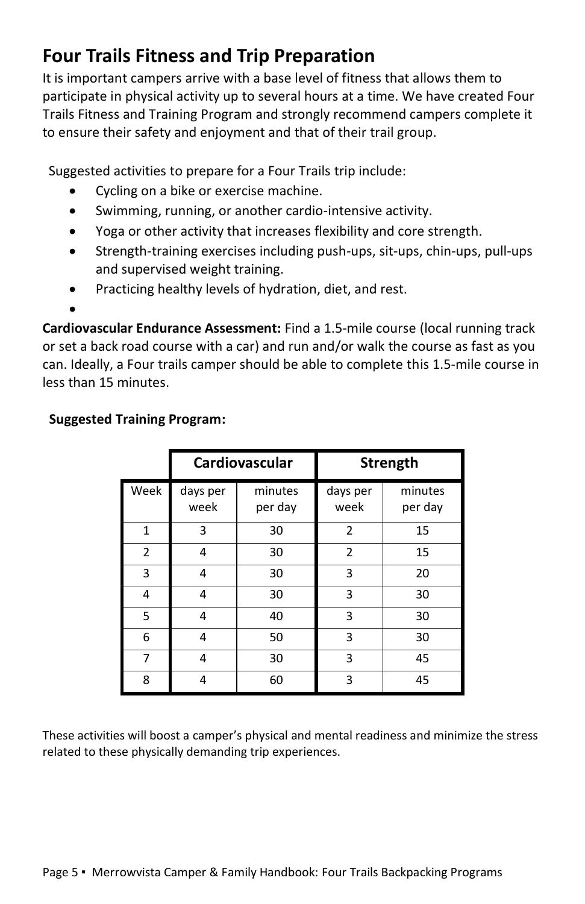## Four Trails Fitness and Trip Preparation

It is important campers arrive with a base level of fitness that allows them to participate in physical activity up to several hours at a time. We have created Four Trails Fitness and Training Program and strongly recommend campers complete it to ensure their safety and enjoyment and that of their trail group.

Suggested activities to prepare for a Four Trails trip include:

- Cycling on a bike or exercise machine.
- Swimming, running, or another cardio-intensive activity.
- Yoga or other activity that increases flexibility and core strength.
- Strength-training exercises including push-ups, sit-ups, chin-ups, pull-ups and supervised weight training.
- Practicing healthy levels of hydration, diet, and rest.

**Cardiovascular Endurance Assessment:** Find a 1.5-mile course (local running track or set a back road course with a car) and run and/or walk the course as fast as you can. Ideally, a Four trails camper should be able to complete this 1.5-mile course in less than 15 minutes.

**Suggested Training Program:**

| | Cardiovascular | | Strength | |
|---|---|---|---|---|
| Week | days per week | minutes per day | days per week | minutes per day |
| 1 | 3 | 30 | 2 | 15 |
| 2 | 4 | 30 | 2 | 15 |
| 3 | 4 | 30 | 3 | 20 |
| 4 | 4 | 30 | 3 | 30 |
| 5 | 4 | 40 | 3 | 30 |
| 6 | 4 | 50 | 3 | 30 |
| 7 | 4 | 30 | 3 | 45 |
| 8 | 4 | 60 | 3 | 45 |

These activities will boost a camper's physical and mental readiness and minimize the stress related to these physically demanding trip experiences.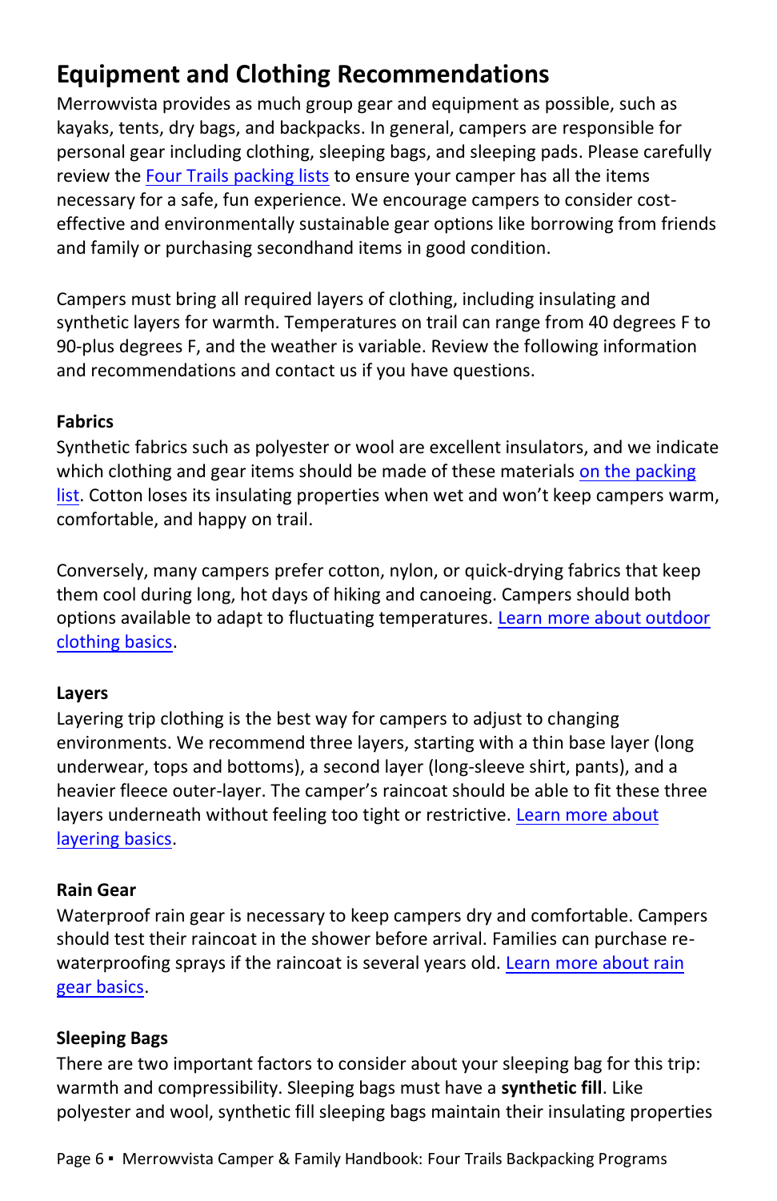## Equipment and Clothing Recommendations

Merrowvista provides as much group gear and equipment as possible, such as kayaks, tents, dry bags, and backpacks. In general, campers are responsible for personal gear including clothing, sleeping bags, and sleeping pads. Please carefully review the Four Trails packing lists to ensure your camper has all the items necessary for a safe, fun experience. We encourage campers to consider cost-effective and environmentally sustainable gear options like borrowing from friends and family or purchasing secondhand items in good condition.

Campers must bring all required layers of clothing, including insulating and synthetic layers for warmth. Temperatures on trail can range from 40 degrees F to 90-plus degrees F, and the weather is variable. Review the following information and recommendations and contact us if you have questions.

### Fabrics

Synthetic fabrics such as polyester or wool are excellent insulators, and we indicate which clothing and gear items should be made of these materials on the packing list. Cotton loses its insulating properties when wet and won't keep campers warm, comfortable, and happy on trail.

Conversely, many campers prefer cotton, nylon, or quick-drying fabrics that keep them cool during long, hot days of hiking and canoeing. Campers should both options available to adapt to fluctuating temperatures. Learn more about outdoor clothing basics.

### Layers

Layering trip clothing is the best way for campers to adjust to changing environments. We recommend three layers, starting with a thin base layer (long underwear, tops and bottoms), a second layer (long-sleeve shirt, pants), and a heavier fleece outer-layer. The camper's raincoat should be able to fit these three layers underneath without feeling too tight or restrictive. Learn more about layering basics.

### Rain Gear

Waterproof rain gear is necessary to keep campers dry and comfortable. Campers should test their raincoat in the shower before arrival. Families can purchase re-waterproofing sprays if the raincoat is several years old. Learn more about rain gear basics.

### Sleeping Bags

There are two important factors to consider about your sleeping bag for this trip: warmth and compressibility. Sleeping bags must have a **synthetic fill**. Like polyester and wool, synthetic fill sleeping bags maintain their insulating properties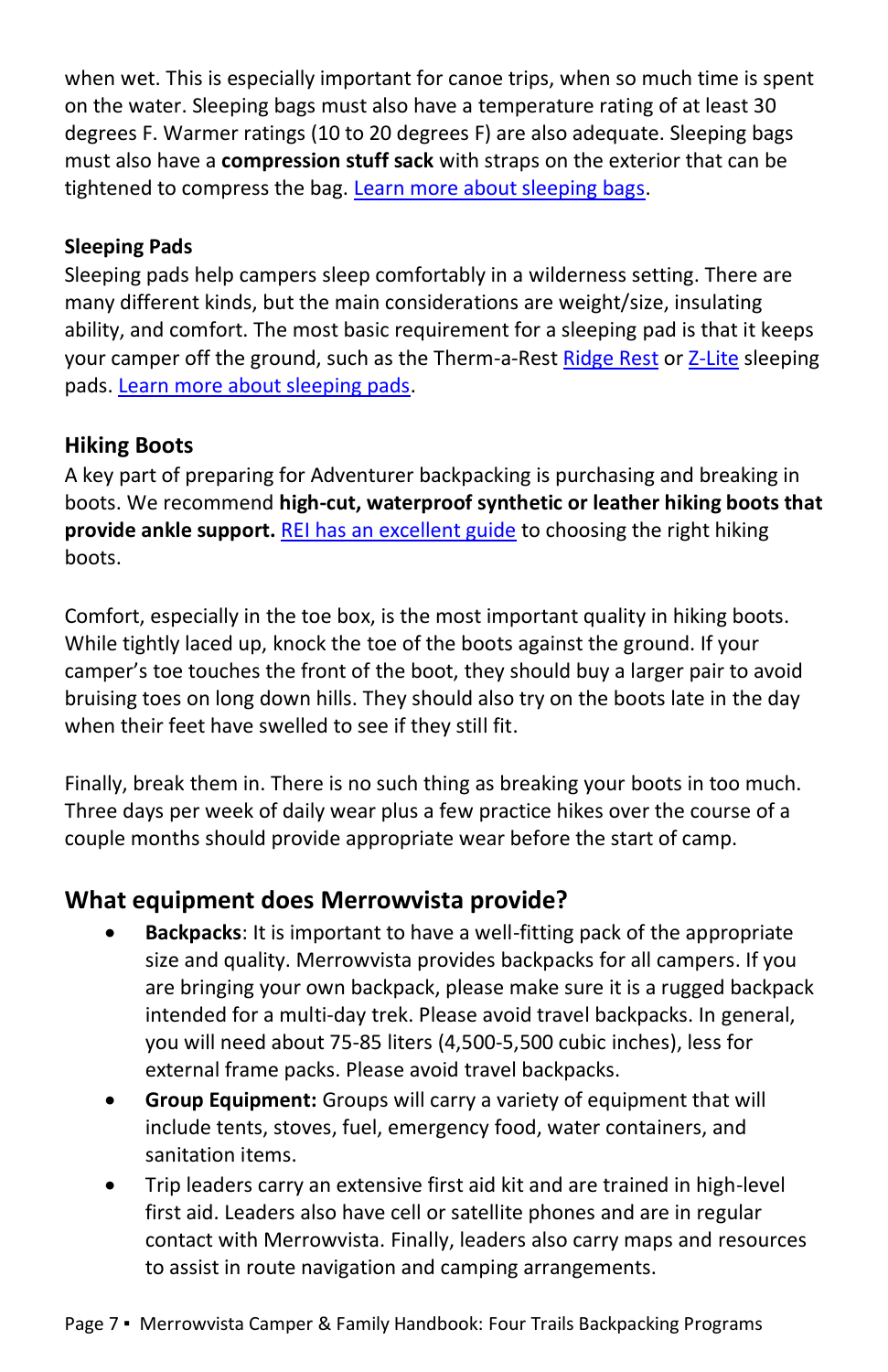when wet. This is especially important for canoe trips, when so much time is spent on the water. Sleeping bags must also have a temperature rating of at least 30 degrees F. Warmer ratings (10 to 20 degrees F) are also adequate. Sleeping bags must also have a **compression stuff sack** with straps on the exterior that can be tightened to compress the bag. Learn more about sleeping bags.

#### Sleeping Pads

Sleeping pads help campers sleep comfortably in a wilderness setting. There are many different kinds, but the main considerations are weight/size, insulating ability, and comfort. The most basic requirement for a sleeping pad is that it keeps your camper off the ground, such as the Therm-a-Rest Ridge Rest or Z-Lite sleeping pads. Learn more about sleeping pads.

### Hiking Boots

A key part of preparing for Adventurer backpacking is purchasing and breaking in boots. We recommend **high-cut, waterproof synthetic or leather hiking boots that provide ankle support.** REI has an excellent guide to choosing the right hiking boots.

Comfort, especially in the toe box, is the most important quality in hiking boots. While tightly laced up, knock the toe of the boots against the ground. If your camper's toe touches the front of the boot, they should buy a larger pair to avoid bruising toes on long down hills. They should also try on the boots late in the day when their feet have swelled to see if they still fit.

Finally, break them in. There is no such thing as breaking your boots in too much. Three days per week of daily wear plus a few practice hikes over the course of a couple months should provide appropriate wear before the start of camp.

## What equipment does Merrowvista provide?

- **Backpacks**: It is important to have a well-fitting pack of the appropriate size and quality. Merrowvista provides backpacks for all campers. If you are bringing your own backpack, please make sure it is a rugged backpack intended for a multi-day trek. Please avoid travel backpacks. In general, you will need about 75-85 liters (4,500-5,500 cubic inches), less for external frame packs. Please avoid travel backpacks.
- **Group Equipment:** Groups will carry a variety of equipment that will include tents, stoves, fuel, emergency food, water containers, and sanitation items.
- Trip leaders carry an extensive first aid kit and are trained in high-level first aid. Leaders also have cell or satellite phones and are in regular contact with Merrowvista. Finally, leaders also carry maps and resources to assist in route navigation and camping arrangements.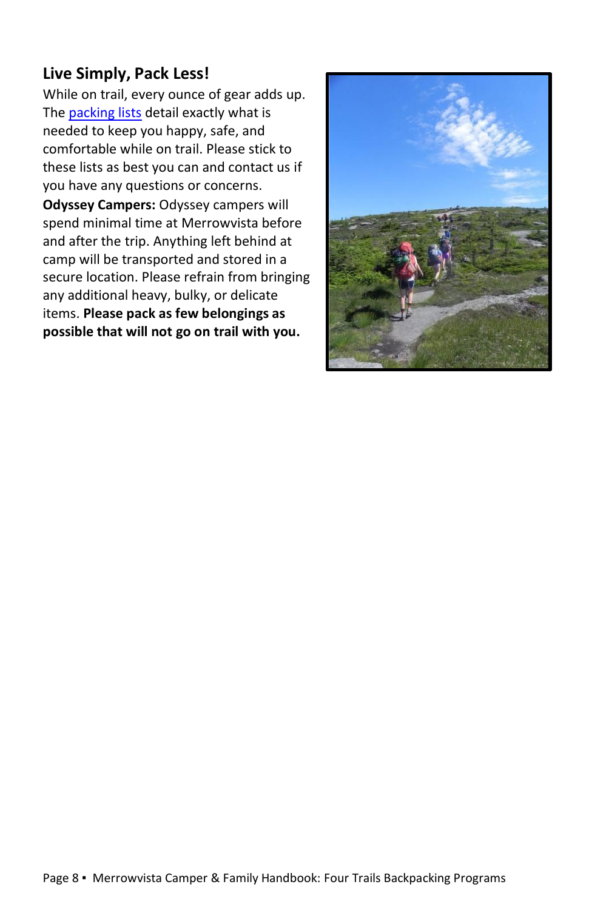## Live Simply, Pack Less!

While on trail, every ounce of gear adds up. The packing lists detail exactly what is needed to keep you happy, safe, and comfortable while on trail. Please stick to these lists as best you can and contact us if you have any questions or concerns.

**Odyssey Campers:** Odyssey campers will spend minimal time at Merrowvista before and after the trip. Anything left behind at camp will be transported and stored in a secure location. Please refrain from bringing any additional heavy, bulky, or delicate items. **Please pack as few belongings as possible that will not go on trail with you.**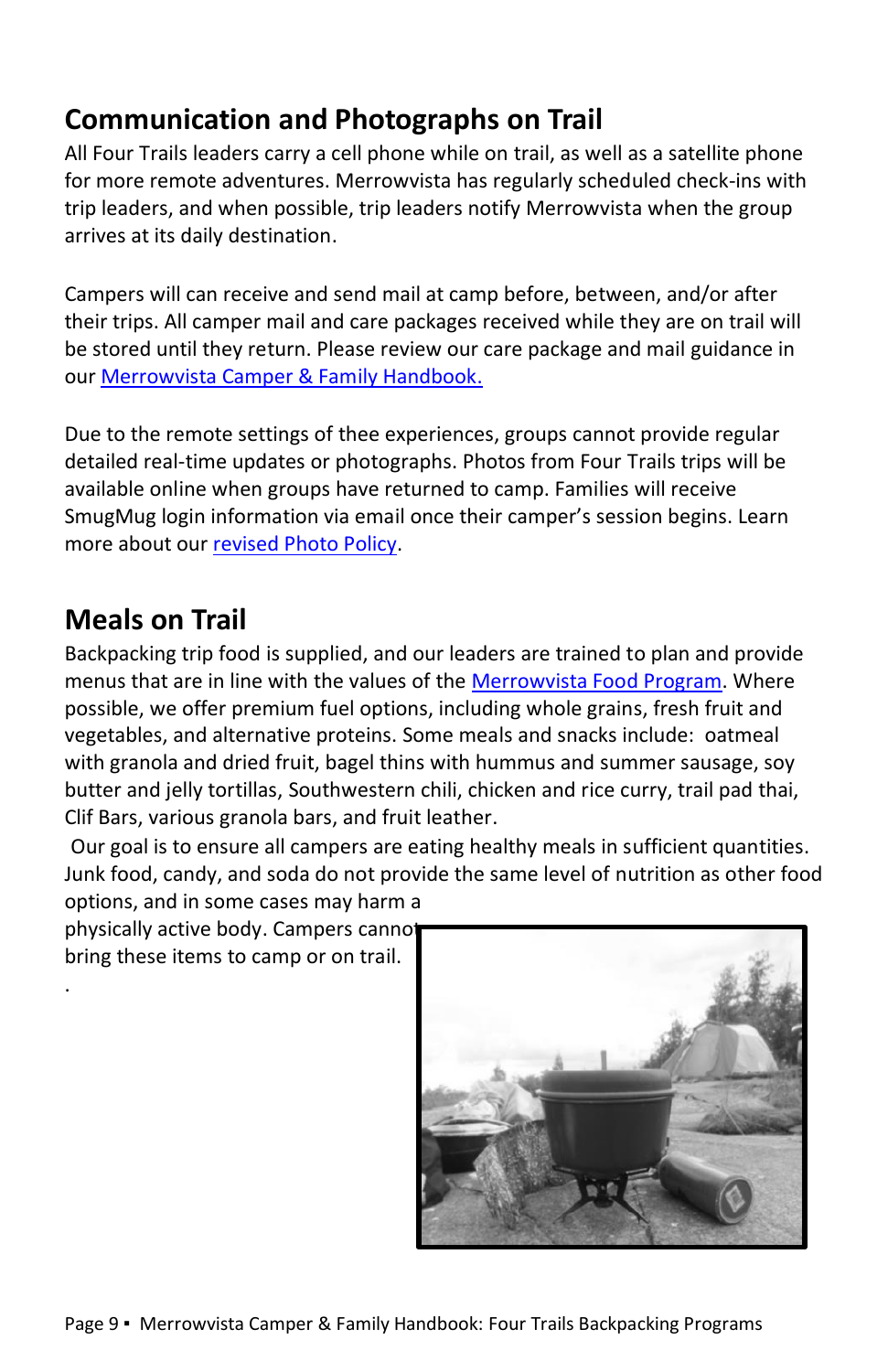## Communication and Photographs on Trail

All Four Trails leaders carry a cell phone while on trail, as well as a satellite phone for more remote adventures. Merrowvista has regularly scheduled check-ins with trip leaders, and when possible, trip leaders notify Merrowvista when the group arrives at its daily destination.

Campers will can receive and send mail at camp before, between, and/or after their trips. All camper mail and care packages received while they are on trail will be stored until they return. Please review our care package and mail guidance in our [Merrowvista Camper & Family Handbook.]

Due to the remote settings of thee experiences, groups cannot provide regular detailed real-time updates or photographs. Photos from Four Trails trips will be available online when groups have returned to camp. Families will receive SmugMug login information via email once their camper's session begins. Learn more about our [revised Photo Policy].

## Meals on Trail

Backpacking trip food is supplied, and our leaders are trained to plan and provide menus that are in line with the values of the [Merrowvista Food Program]. Where possible, we offer premium fuel options, including whole grains, fresh fruit and vegetables, and alternative proteins. Some meals and snacks include: oatmeal with granola and dried fruit, bagel thins with hummus and summer sausage, soy butter and jelly tortillas, Southwestern chili, chicken and rice curry, trail pad thai, Clif Bars, various granola bars, and fruit leather.

Our goal is to ensure all campers are eating healthy meals in sufficient quantities. Junk food, candy, and soda do not provide the same level of nutrition as other food options, and in some cases may harm a physically active body. Campers cannot bring these items to camp or on trail.

.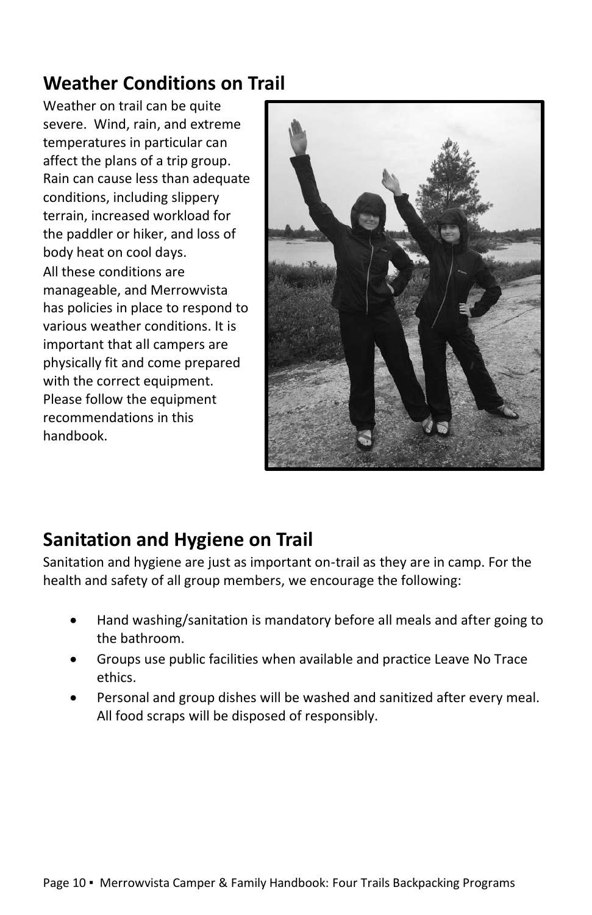## Weather Conditions on Trail

Weather on trail can be quite severe. Wind, rain, and extreme temperatures in particular can affect the plans of a trip group. Rain can cause less than adequate conditions, including slippery terrain, increased workload for the paddler or hiker, and loss of body heat on cool days.

All these conditions are manageable, and Merrowvista has policies in place to respond to various weather conditions. It is important that all campers are physically fit and come prepared with the correct equipment. Please follow the equipment recommendations in this handbook.

## Sanitation and Hygiene on Trail

Sanitation and hygiene are just as important on-trail as they are in camp. For the health and safety of all group members, we encourage the following:

- Hand washing/sanitation is mandatory before all meals and after going to the bathroom.
- Groups use public facilities when available and practice Leave No Trace ethics.
- Personal and group dishes will be washed and sanitized after every meal. All food scraps will be disposed of responsibly.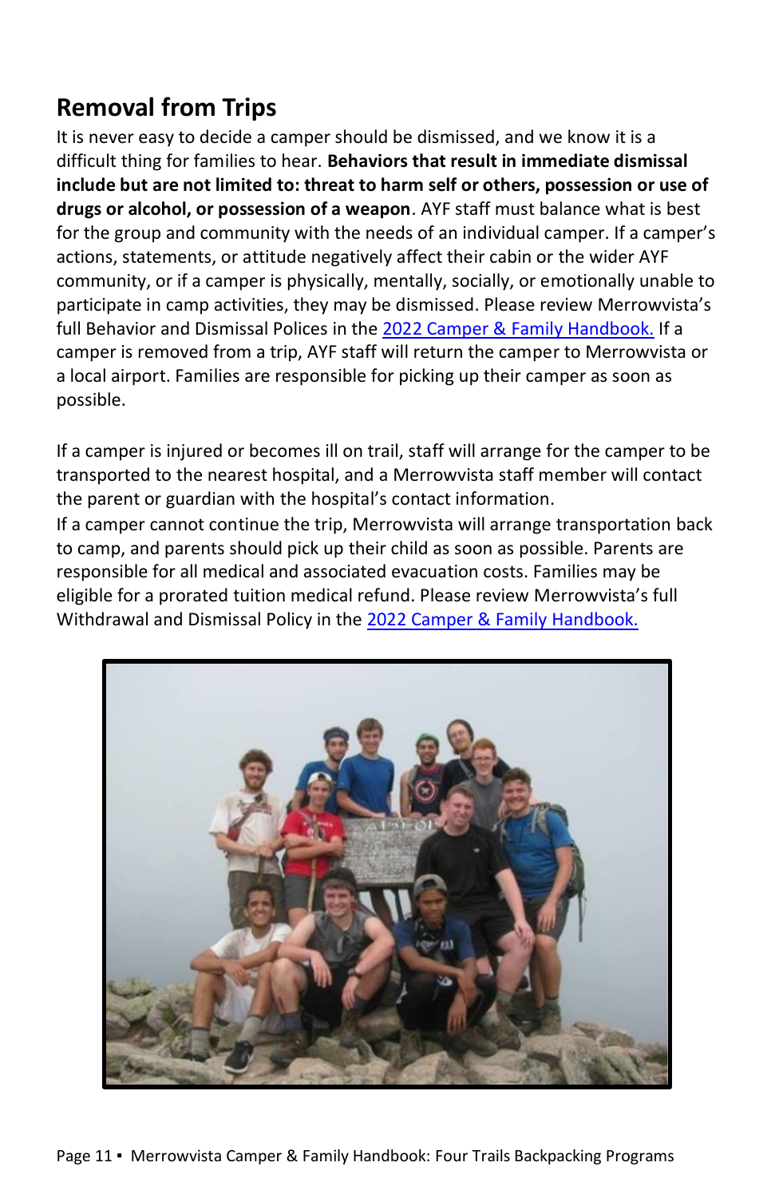## Removal from Trips

It is never easy to decide a camper should be dismissed, and we know it is a difficult thing for families to hear. **Behaviors that result in immediate dismissal include but are not limited to: threat to harm self or others, possession or use of drugs or alcohol, or possession of a weapon**. AYF staff must balance what is best for the group and community with the needs of an individual camper. If a camper's actions, statements, or attitude negatively affect their cabin or the wider AYF community, or if a camper is physically, mentally, socially, or emotionally unable to participate in camp activities, they may be dismissed. Please review Merrowvista's full Behavior and Dismissal Polices in the [2022 Camper & Family Handbook.]() If a camper is removed from a trip, AYF staff will return the camper to Merrowvista or a local airport. Families are responsible for picking up their camper as soon as possible.

If a camper is injured or becomes ill on trail, staff will arrange for the camper to be transported to the nearest hospital, and a Merrowvista staff member will contact the parent or guardian with the hospital's contact information.
If a camper cannot continue the trip, Merrowvista will arrange transportation back to camp, and parents should pick up their child as soon as possible. Parents are responsible for all medical and associated evacuation costs. Families may be eligible for a prorated tuition medical refund. Please review Merrowvista's full Withdrawal and Dismissal Policy in the [2022 Camper & Family Handbook.]()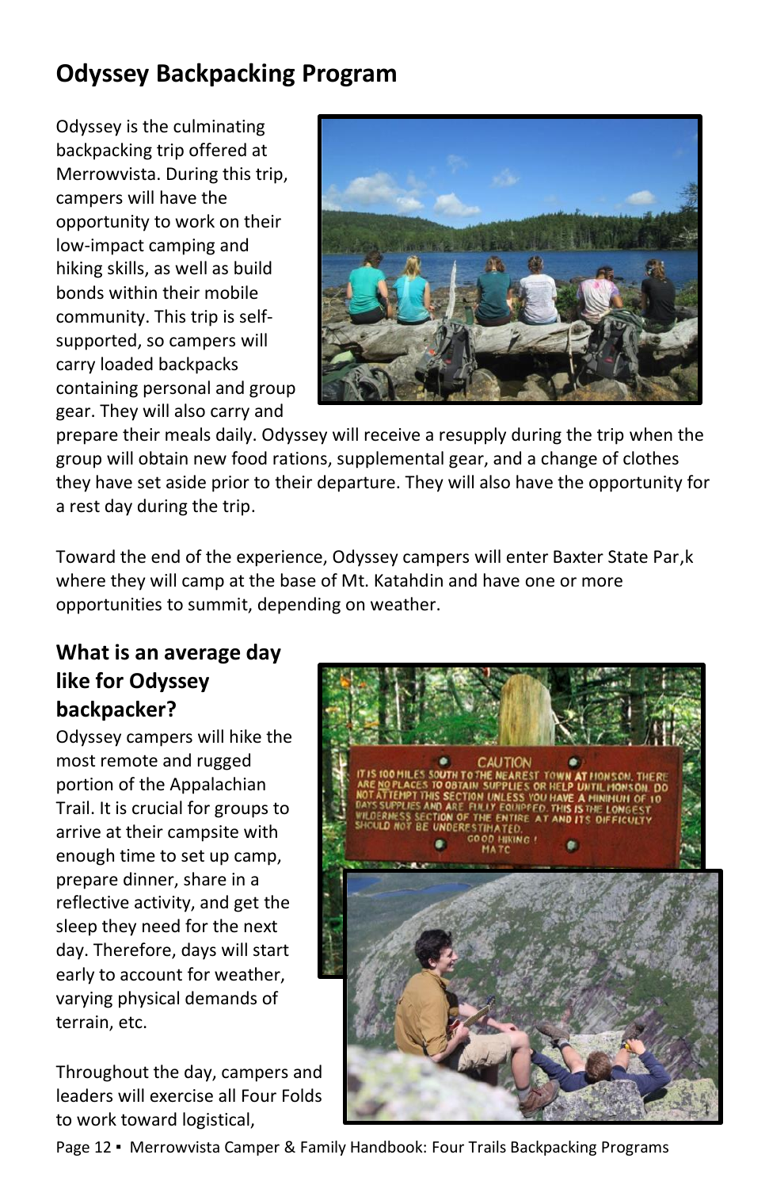## Odyssey Backpacking Program

Odyssey is the culminating backpacking trip offered at Merrowvista. During this trip, campers will have the opportunity to work on their low-impact camping and hiking skills, as well as build bonds within their mobile community. This trip is self-supported, so campers will carry loaded backpacks containing personal and group gear. They will also carry and prepare their meals daily. Odyssey will receive a resupply during the trip when the group will obtain new food rations, supplemental gear, and a change of clothes they have set aside prior to their departure. They will also have the opportunity for a rest day during the trip.

Toward the end of the experience, Odyssey campers will enter Baxter State Par,k where they will camp at the base of Mt. Katahdin and have one or more opportunities to summit, depending on weather.

### What is an average day like for Odyssey backpacker?

Odyssey campers will hike the most remote and rugged portion of the Appalachian Trail. It is crucial for groups to arrive at their campsite with enough time to set up camp, prepare dinner, share in a reflective activity, and get the sleep they need for the next day. Therefore, days will start early to account for weather, varying physical demands of terrain, etc.

Throughout the day, campers and leaders will exercise all Four Folds to work toward logistical,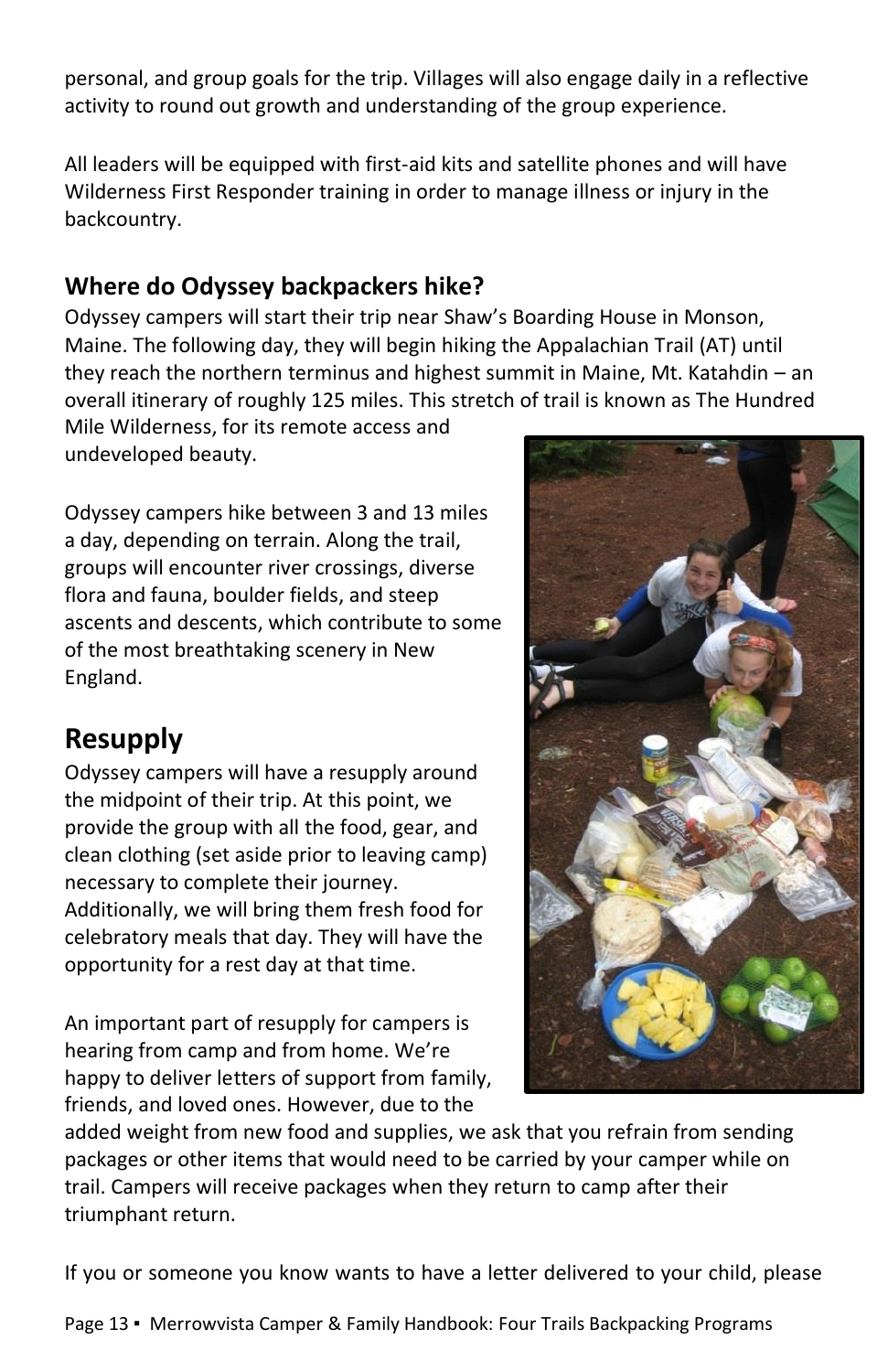personal, and group goals for the trip. Villages will also engage daily in a reflective activity to round out growth and understanding of the group experience.

All leaders will be equipped with first-aid kits and satellite phones and will have Wilderness First Responder training in order to manage illness or injury in the backcountry.

### Where do Odyssey backpackers hike?

Odyssey campers will start their trip near Shaw's Boarding House in Monson, Maine. The following day, they will begin hiking the Appalachian Trail (AT) until they reach the northern terminus and highest summit in Maine, Mt. Katahdin – an overall itinerary of roughly 125 miles. This stretch of trail is known as The Hundred Mile Wilderness, for its remote access and undeveloped beauty.

Odyssey campers hike between 3 and 13 miles a day, depending on terrain. Along the trail, groups will encounter river crossings, diverse flora and fauna, boulder fields, and steep ascents and descents, which contribute to some of the most breathtaking scenery in New England.

## Resupply

Odyssey campers will have a resupply around the midpoint of their trip. At this point, we provide the group with all the food, gear, and clean clothing (set aside prior to leaving camp) necessary to complete their journey. Additionally, we will bring them fresh food for celebratory meals that day. They will have the opportunity for a rest day at that time.

An important part of resupply for campers is hearing from camp and from home. We're happy to deliver letters of support from family, friends, and loved ones. However, due to the added weight from new food and supplies, we ask that you refrain from sending packages or other items that would need to be carried by your camper while on trail. Campers will receive packages when they return to camp after their triumphant return.

If you or someone you know wants to have a letter delivered to your child, please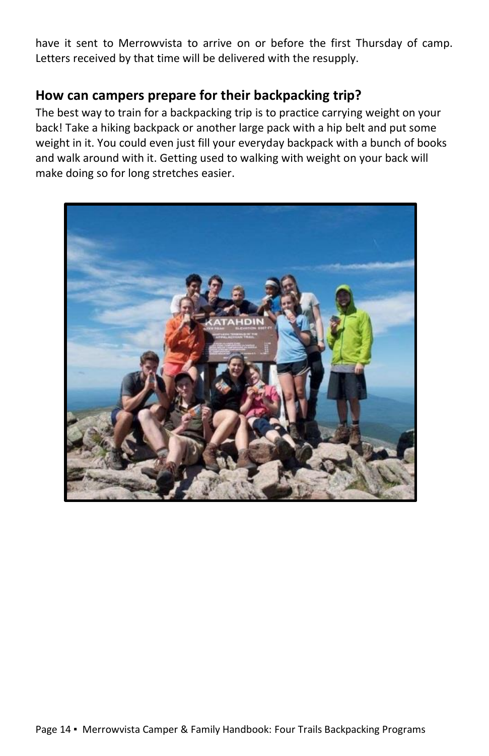have it sent to Merrowvista to arrive on or before the first Thursday of camp. Letters received by that time will be delivered with the resupply.

## How can campers prepare for their backpacking trip?

The best way to train for a backpacking trip is to practice carrying weight on your back! Take a hiking backpack or another large pack with a hip belt and put some weight in it. You could even just fill your everyday backpack with a bunch of books and walk around with it. Getting used to walking with weight on your back will make doing so for long stretches easier.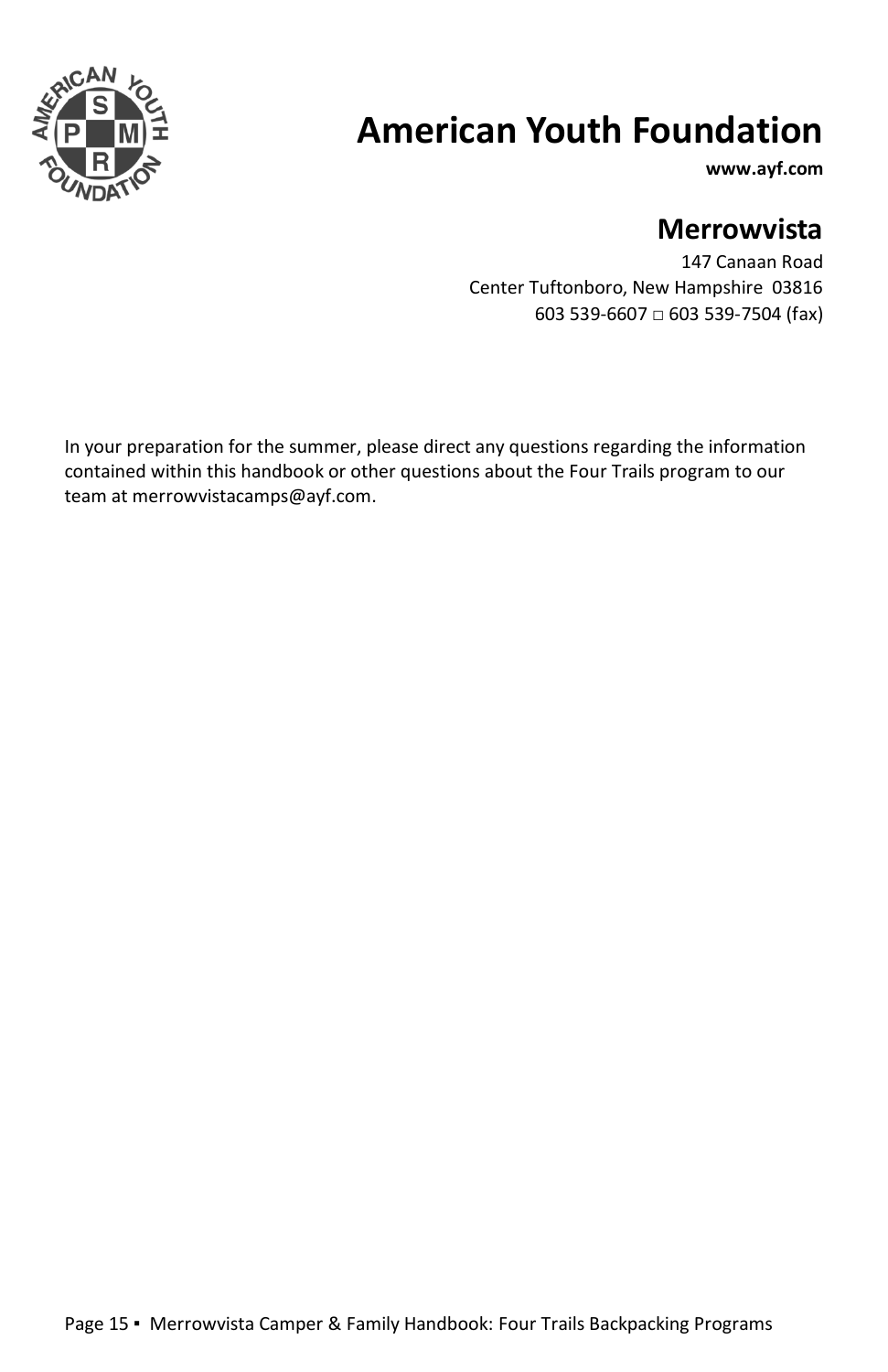# American Youth Foundation

**www.ayf.com**

## Merrowvista

147 Canaan Road
Center Tuftonboro, New Hampshire 03816
603 539-6607 □ 603 539-7504 (fax)

In your preparation for the summer, please direct any questions regarding the information contained within this handbook or other questions about the Four Trails program to our team at merrowvistacamps@ayf.com.